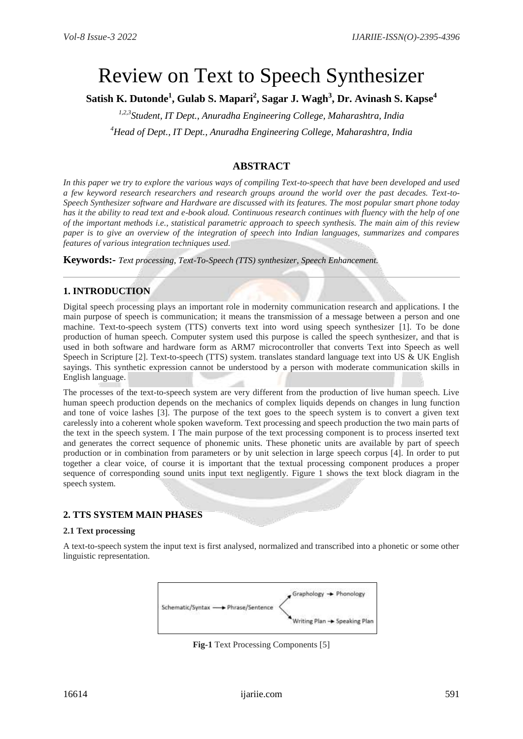# Review on Text to Speech Synthesizer

**Satish K. Dutonde[1], Gulab S. Mapari[2], Sagar J. Wagh[3], Dr. Avinash S. Kapse[4]**

*[1,2,3]Student, IT Dept., Anuradha Engineering College, Maharashtra, India*

*[4]Head of Dept., IT Dept., Anuradha Engineering College, Maharashtra, India*

## ABSTRACT

*In this paper we try to explore the various ways of compiling Text-to-speech that have been developed and used a few keyword research researchers and research groups around the world over the past decades. Text-to-Speech Synthesizer software and Hardware are discussed with its features. The most popular smart phone today has it the ability to read text and e-book aloud. Continuous research continues with fluency with the help of one of the important methods i.e., statistical parametric approach to speech synthesis. The main aim of this review paper is to give an overview of the integration of speech into Indian languages, summarizes and compares features of various integration techniques used.*

**Keywords:-** *Text processing, Text-To-Speech (TTS) synthesizer, Speech Enhancement.*

## 1. INTRODUCTION

Digital speech processing plays an important role in modernity communication research and applications. I the main purpose of speech is communication; it means the transmission of a message between a person and one machine. Text-to-speech system (TTS) converts text into word using speech synthesizer [1]. To be done production of human speech. Computer system used this purpose is called the speech synthesizer, and that is used in both software and hardware form as ARM7 microcontroller that converts Text into Speech as well Speech in Scripture [2]. Text-to-speech (TTS) system. translates standard language text into US & UK English sayings. This synthetic expression cannot be understood by a person with moderate communication skills in English language.

The processes of the text-to-speech system are very different from the production of live human speech. Live human speech production depends on the mechanics of complex liquids depends on changes in lung function and tone of voice lashes [3]. The purpose of the text goes to the speech system is to convert a given text carelessly into a coherent whole spoken waveform. Text processing and speech production the two main parts of the text in the speech system. I The main purpose of the text processing component is to process inserted text and generates the correct sequence of phonemic units. These phonetic units are available by part of speech production or in combination from parameters or by unit selection in large speech corpus [4]. In order to put together a clear voice, of course it is important that the textual processing component produces a proper sequence of corresponding sound units input text negligently. Figure 1 shows the text block diagram in the speech system.

## 2. TTS SYSTEM MAIN PHASES

### 2.1 Text processing

A text-to-speech system the input text is first analysed, normalized and transcribed into a phonetic or some other linguistic representation.

Schematic/Syntax → Phrase/Sentence → Graphology → Phonology; Writing Plan → Speaking Plan

**Fig-1** Text Processing Components [5]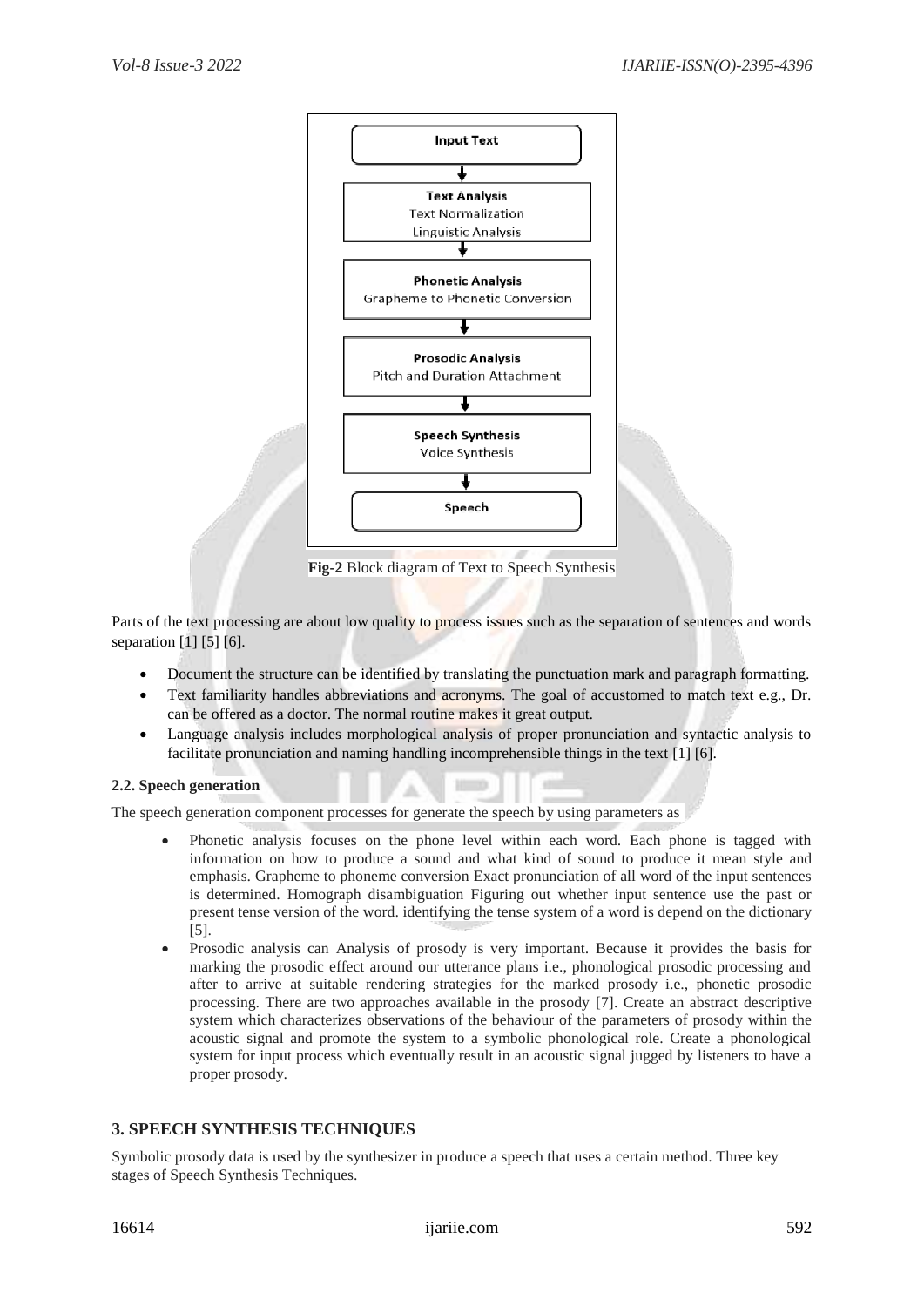Input Text

↓

**Text Analysis**
Text Normalization
Linguistic Analysis

↓

**Phonetic Analysis**
Grapheme to Phonetic Conversion

↓

**Prosodic Analysis**
Pitch and Duration Attachment

↓

**Speech Synthesis**
Voice Synthesis

↓

Speech

**Fig-2** Block diagram of Text to Speech Synthesis

Parts of the text processing are about low quality to process issues such as the separation of sentences and words separation [1] [5] [6].

- Document the structure can be identified by translating the punctuation mark and paragraph formatting.
- Text familiarity handles abbreviations and acronyms. The goal of accustomed to match text e.g., Dr. can be offered as a doctor. The normal routine makes it great output.
- Language analysis includes morphological analysis of proper pronunciation and syntactic analysis to facilitate pronunciation and naming handling incomprehensible things in the text [1] [6].

#### 2.2. Speech generation

The speech generation component processes for generate the speech by using parameters as

- Phonetic analysis focuses on the phone level within each word. Each phone is tagged with information on how to produce a sound and what kind of sound to produce it mean style and emphasis. Grapheme to phoneme conversion Exact pronunciation of all word of the input sentences is determined. Homograph disambiguation Figuring out whether input sentence use the past or present tense version of the word. identifying the tense system of a word is depend on the dictionary [5].
- Prosodic analysis can Analysis of prosody is very important. Because it provides the basis for marking the prosodic effect around our utterance plans i.e., phonological prosodic processing and after to arrive at suitable rendering strategies for the marked prosody i.e., phonetic prosodic processing. There are two approaches available in the prosody [7]. Create an abstract descriptive system which characterizes observations of the behaviour of the parameters of prosody within the acoustic signal and promote the system to a symbolic phonological role. Create a phonological system for input process which eventually result in an acoustic signal jugged by listeners to have a proper prosody.

## 3. SPEECH SYNTHESIS TECHNIQUES

Symbolic prosody data is used by the synthesizer in produce a speech that uses a certain method. Three key stages of Speech Synthesis Techniques.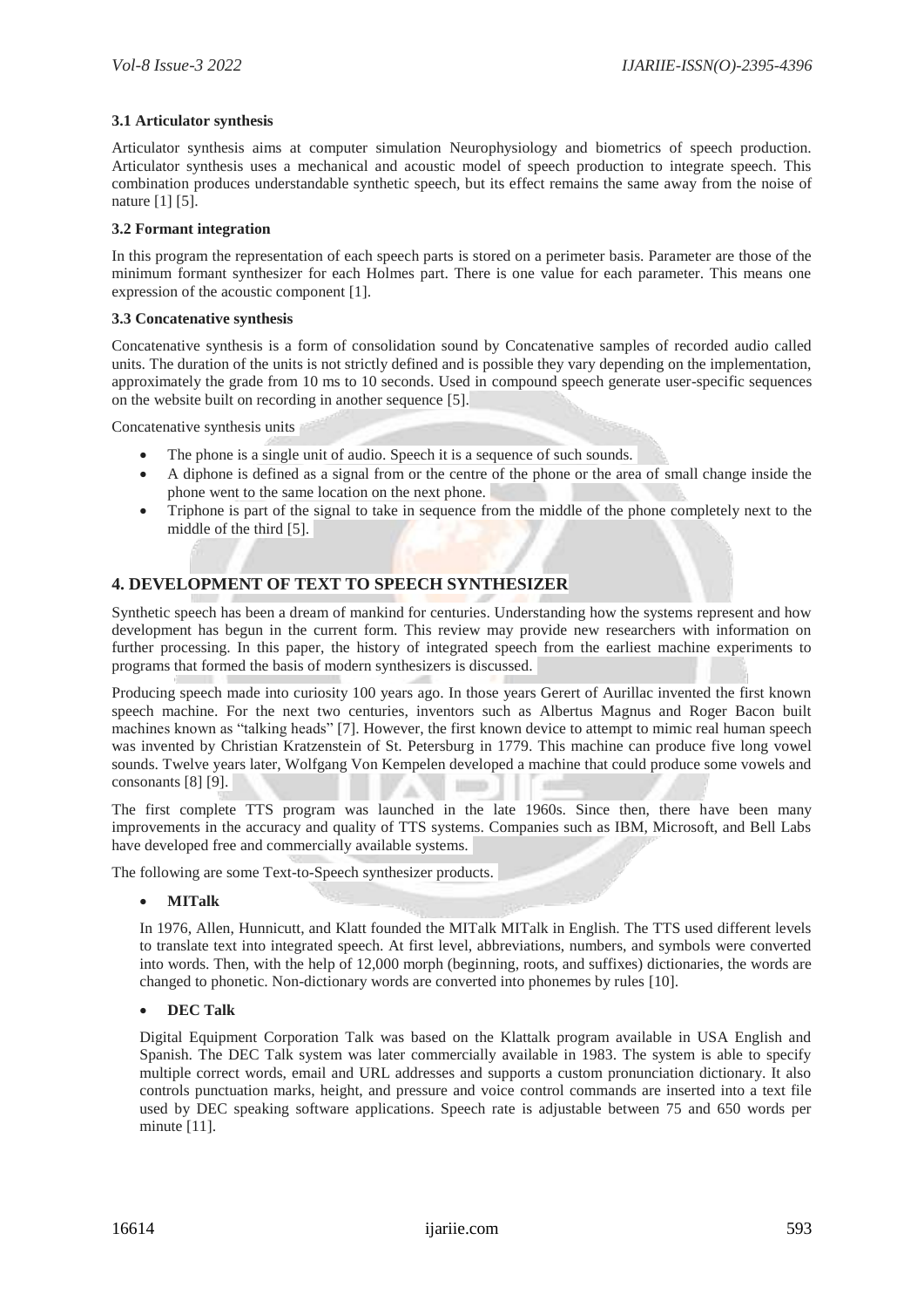### 3.1 Articulator synthesis

Articulator synthesis aims at computer simulation Neurophysiology and biometrics of speech production. Articulator synthesis uses a mechanical and acoustic model of speech production to integrate speech. This combination produces understandable synthetic speech, but its effect remains the same away from the noise of nature [1] [5].

### 3.2 Formant integration

In this program the representation of each speech parts is stored on a perimeter basis. Parameter are those of the minimum formant synthesizer for each Holmes part. There is one value for each parameter. This means one expression of the acoustic component [1].

### 3.3 Concatenative synthesis

Concatenative synthesis is a form of consolidation sound by Concatenative samples of recorded audio called units. The duration of the units is not strictly defined and is possible they vary depending on the implementation, approximately the grade from 10 ms to 10 seconds. Used in compound speech generate user-specific sequences on the website built on recording in another sequence [5].

Concatenative synthesis units

- The phone is a single unit of audio. Speech it is a sequence of such sounds.
- A diphone is defined as a signal from or the centre of the phone or the area of small change inside the phone went to the same location on the next phone.
- Triphone is part of the signal to take in sequence from the middle of the phone completely next to the middle of the third [5].

## 4. DEVELOPMENT OF TEXT TO SPEECH SYNTHESIZER

Synthetic speech has been a dream of mankind for centuries. Understanding how the systems represent and how development has begun in the current form. This review may provide new researchers with information on further processing. In this paper, the history of integrated speech from the earliest machine experiments to programs that formed the basis of modern synthesizers is discussed.

Producing speech made into curiosity 100 years ago. In those years Gerert of Aurillac invented the first known speech machine. For the next two centuries, inventors such as Albertus Magnus and Roger Bacon built machines known as "talking heads" [7]. However, the first known device to attempt to mimic real human speech was invented by Christian Kratzenstein of St. Petersburg in 1779. This machine can produce five long vowel sounds. Twelve years later, Wolfgang Von Kempelen developed a machine that could produce some vowels and consonants [8] [9].

The first complete TTS program was launched in the late 1960s. Since then, there have been many improvements in the accuracy and quality of TTS systems. Companies such as IBM, Microsoft, and Bell Labs have developed free and commercially available systems.

The following are some Text-to-Speech synthesizer products.

- **MITalk**

  In 1976, Allen, Hunnicutt, and Klatt founded the MITalk MITalk in English. The TTS used different levels to translate text into integrated speech. At first level, abbreviations, numbers, and symbols were converted into words. Then, with the help of 12,000 morph (beginning, roots, and suffixes) dictionaries, the words are changed to phonetic. Non-dictionary words are converted into phonemes by rules [10].

- **DEC Talk**

  Digital Equipment Corporation Talk was based on the Klattalk program available in USA English and Spanish. The DEC Talk system was later commercially available in 1983. The system is able to specify multiple correct words, email and URL addresses and supports a custom pronunciation dictionary. It also controls punctuation marks, height, and pressure and voice control commands are inserted into a text file used by DEC speaking software applications. Speech rate is adjustable between 75 and 650 words per minute [11].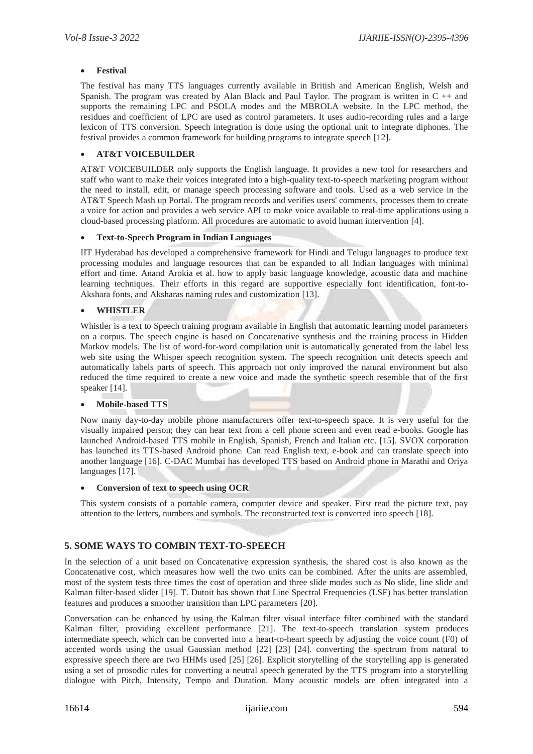- **Festival**

The festival has many TTS languages currently available in British and American English, Welsh and Spanish. The program was created by Alan Black and Paul Taylor. The program is written in C ++ and supports the remaining LPC and PSOLA modes and the MBROLA website. In the LPC method, the residues and coefficient of LPC are used as control parameters. It uses audio-recording rules and a large lexicon of TTS conversion. Speech integration is done using the optional unit to integrate diphones. The festival provides a common framework for building programs to integrate speech [12].

- **AT&T VOICEBUILDER**

AT&T VOICEBUILDER only supports the English language. It provides a new tool for researchers and staff who want to make their voices integrated into a high-quality text-to-speech marketing program without the need to install, edit, or manage speech processing software and tools. Used as a web service in the AT&T Speech Mash up Portal. The program records and verifies users' comments, processes them to create a voice for action and provides a web service API to make voice available to real-time applications using a cloud-based processing platform. All procedures are automatic to avoid human intervention [4].

- **Text-to-Speech Program in Indian Languages**

IIT Hyderabad has developed a comprehensive framework for Hindi and Telugu languages to produce text processing modules and language resources that can be expanded to all Indian languages with minimal effort and time. Anand Arokia et al. how to apply basic language knowledge, acoustic data and machine learning techniques. Their efforts in this regard are supportive especially font identification, font-to-Akshara fonts, and Aksharas naming rules and customization [13].

- **WHISTLER**

Whistler is a text to Speech training program available in English that automatic learning model parameters on a corpus. The speech engine is based on Concatenative synthesis and the training process in Hidden Markov models. The list of word-for-word compilation unit is automatically generated from the label less web site using the Whisper speech recognition system. The speech recognition unit detects speech and automatically labels parts of speech. This approach not only improved the natural environment but also reduced the time required to create a new voice and made the synthetic speech resemble that of the first speaker [14].

- **Mobile-based TTS**

Now many day-to-day mobile phone manufacturers offer text-to-speech space. It is very useful for the visually impaired person; they can hear text from a cell phone screen and even read e-books. Google has launched Android-based TTS mobile in English, Spanish, French and Italian etc. [15]. SVOX corporation has launched its TTS-based Android phone. Can read English text, e-book and can translate speech into another language [16]. C-DAC Mumbai has developed TTS based on Android phone in Marathi and Oriya languages [17].

- **Conversion of text to speech using OCR**

This system consists of a portable camera, computer device and speaker. First read the picture text, pay attention to the letters, numbers and symbols. The reconstructed text is converted into speech [18].

## 5. SOME WAYS TO COMBIN TEXT-TO-SPEECH

In the selection of a unit based on Concatenative expression synthesis, the shared cost is also known as the Concatenative cost, which measures how well the two units can be combined. After the units are assembled, most of the system tests three times the cost of operation and three slide modes such as No slide, line slide and Kalman filter-based slider [19]. T. Dutoit has shown that Line Spectral Frequencies (LSF) has better translation features and produces a smoother transition than LPC parameters [20].

Conversation can be enhanced by using the Kalman filter visual interface filter combined with the standard Kalman filter, providing excellent performance [21]. The text-to-speech translation system produces intermediate speech, which can be converted into a heart-to-heart speech by adjusting the voice count (F0) of accented words using the usual Gaussian method [22] [23] [24]. converting the spectrum from natural to expressive speech there are two HHMs used [25] [26]. Explicit storytelling of the storytelling app is generated using a set of prosodic rules for converting a neutral speech generated by the TTS program into a storytelling dialogue with Pitch, Intensity, Tempo and Duration. Many acoustic models are often integrated into a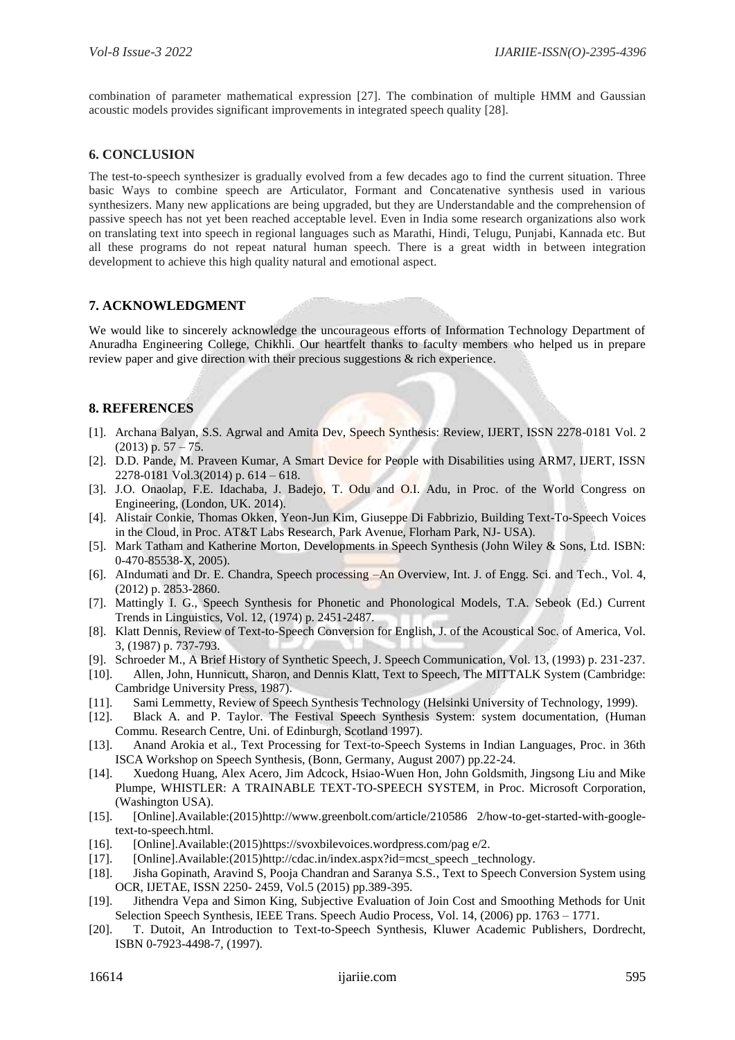combination of parameter mathematical expression [27]. The combination of multiple HMM and Gaussian acoustic models provides significant improvements in integrated speech quality [28].

## 6. CONCLUSION

The test-to-speech synthesizer is gradually evolved from a few decades ago to find the current situation. Three basic Ways to combine speech are Articulator, Formant and Concatenative synthesis used in various synthesizers. Many new applications are being upgraded, but they are Understandable and the comprehension of passive speech has not yet been reached acceptable level. Even in India some research organizations also work on translating text into speech in regional languages such as Marathi, Hindi, Telugu, Punjabi, Kannada etc. But all these programs do not repeat natural human speech. There is a great width in between integration development to achieve this high quality natural and emotional aspect.

## 7. ACKNOWLEDGMENT

We would like to sincerely acknowledge the uncourageous efforts of Information Technology Department of Anuradha Engineering College, Chikhli. Our heartfelt thanks to faculty members who helped us in prepare review paper and give direction with their precious suggestions & rich experience.

## 8. REFERENCES

[1]. Archana Balyan, S.S. Agrwal and Amita Dev, Speech Synthesis: Review, IJERT, ISSN 2278-0181 Vol. 2 (2013) p. 57 – 75.

[2]. D.D. Pande, M. Praveen Kumar, A Smart Device for People with Disabilities using ARM7, IJERT, ISSN 2278-0181 Vol.3(2014) p. 614 – 618.

[3]. J.O. Onaolap, F.E. Idachaba, J. Badejo, T. Odu and O.I. Adu, in Proc. of the World Congress on Engineering, (London, UK. 2014).

[4]. Alistair Conkie, Thomas Okken, Yeon-Jun Kim, Giuseppe Di Fabbrizio, Building Text-To-Speech Voices in the Cloud, in Proc. AT&T Labs Research, Park Avenue, Florham Park, NJ- USA).

[5]. Mark Tatham and Katherine Morton, Developments in Speech Synthesis (John Wiley & Sons, Ltd. ISBN: 0-470-85538-X, 2005).

[6]. AIndumati and Dr. E. Chandra, Speech processing –An Overview, Int. J. of Engg. Sci. and Tech., Vol. 4, (2012) p. 2853-2860.

[7]. Mattingly I. G., Speech Synthesis for Phonetic and Phonological Models, T.A. Sebeok (Ed.) Current Trends in Linguistics, Vol. 12, (1974) p. 2451-2487.

[8]. Klatt Dennis, Review of Text-to-Speech Conversion for English, J. of the Acoustical Soc. of America, Vol. 3, (1987) p. 737-793.

[9]. Schroeder M., A Brief History of Synthetic Speech, J. Speech Communication, Vol. 13, (1993) p. 231-237.

[10]. Allen, John, Hunnicutt, Sharon, and Dennis Klatt, Text to Speech, The MITTALK System (Cambridge: Cambridge University Press, 1987).

[11]. Sami Lemmetty, Review of Speech Synthesis Technology (Helsinki University of Technology, 1999).

[12]. Black A. and P. Taylor. The Festival Speech Synthesis System: system documentation, (Human Commu. Research Centre, Uni. of Edinburgh, Scotland 1997).

[13]. Anand Arokia et al., Text Processing for Text-to-Speech Systems in Indian Languages, Proc. in 36th ISCA Workshop on Speech Synthesis, (Bonn, Germany, August 2007) pp.22-24.

[14]. Xuedong Huang, Alex Acero, Jim Adcock, Hsiao-Wuen Hon, John Goldsmith, Jingsong Liu and Mike Plumpe, WHISTLER: A TRAINABLE TEXT-TO-SPEECH SYSTEM, in Proc. Microsoft Corporation, (Washington USA).

[15]. [Online].Available:(2015)http://www.greenbolt.com/article/210586 2/how-to-get-started-with-google-text-to-speech.html.

[16]. [Online].Available:(2015)https://svoxbilevoices.wordpress.com/pag e/2.

[17]. [Online].Available:(2015)http://cdac.in/index.aspx?id=mcst_speech _technology.

[18]. Jisha Gopinath, Aravind S, Pooja Chandran and Saranya S.S., Text to Speech Conversion System using OCR, IJETAE, ISSN 2250- 2459, Vol.5 (2015) pp.389-395.

[19]. Jithendra Vepa and Simon King, Subjective Evaluation of Join Cost and Smoothing Methods for Unit Selection Speech Synthesis, IEEE Trans. Speech Audio Process, Vol. 14, (2006) pp. 1763 – 1771.

[20]. T. Dutoit, An Introduction to Text-to-Speech Synthesis, Kluwer Academic Publishers, Dordrecht, ISBN 0-7923-4498-7, (1997).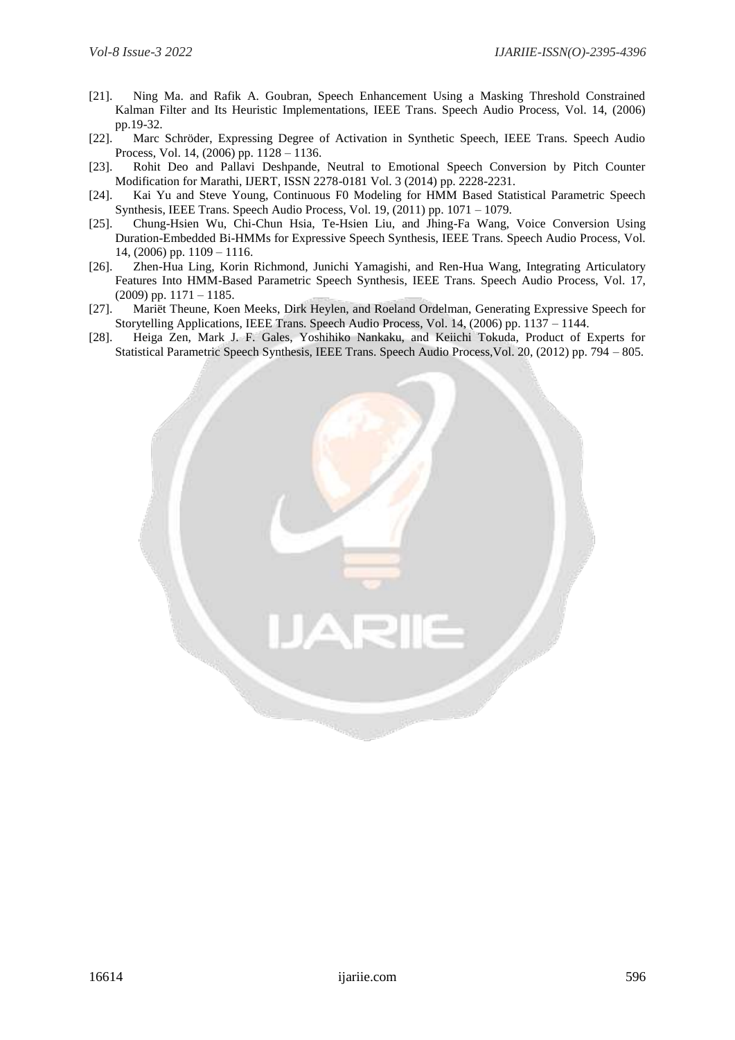[21]. Ning Ma. and Rafik A. Goubran, Speech Enhancement Using a Masking Threshold Constrained Kalman Filter and Its Heuristic Implementations, IEEE Trans. Speech Audio Process, Vol. 14, (2006) pp.19-32.

[22]. Marc Schröder, Expressing Degree of Activation in Synthetic Speech, IEEE Trans. Speech Audio Process, Vol. 14, (2006) pp. 1128 – 1136.

[23]. Rohit Deo and Pallavi Deshpande, Neutral to Emotional Speech Conversion by Pitch Counter Modification for Marathi, IJERT, ISSN 2278-0181 Vol. 3 (2014) pp. 2228-2231.

[24]. Kai Yu and Steve Young, Continuous F0 Modeling for HMM Based Statistical Parametric Speech Synthesis, IEEE Trans. Speech Audio Process, Vol. 19, (2011) pp. 1071 – 1079.

[25]. Chung-Hsien Wu, Chi-Chun Hsia, Te-Hsien Liu, and Jhing-Fa Wang, Voice Conversion Using Duration-Embedded Bi-HMMs for Expressive Speech Synthesis, IEEE Trans. Speech Audio Process, Vol. 14, (2006) pp. 1109 – 1116.

[26]. Zhen-Hua Ling, Korin Richmond, Junichi Yamagishi, and Ren-Hua Wang, Integrating Articulatory Features Into HMM-Based Parametric Speech Synthesis, IEEE Trans. Speech Audio Process, Vol. 17, (2009) pp. 1171 – 1185.

[27]. Mariët Theune, Koen Meeks, Dirk Heylen, and Roeland Ordelman, Generating Expressive Speech for Storytelling Applications, IEEE Trans. Speech Audio Process, Vol. 14, (2006) pp. 1137 – 1144.

[28]. Heiga Zen, Mark J. F. Gales, Yoshihiko Nankaku, and Keiichi Tokuda, Product of Experts for Statistical Parametric Speech Synthesis, IEEE Trans. Speech Audio Process,Vol. 20, (2012) pp. 794 – 805.